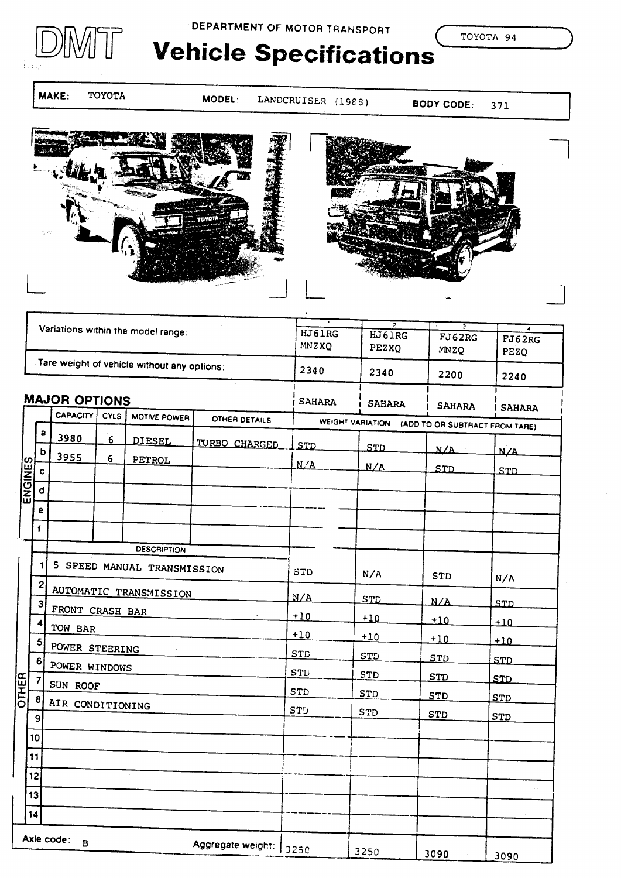DMT

DEPARTMENT OF MOTOR TRANSPORT

# Vehicle Specifications

TOYOTA 94

**MAKE:** TOYOTA **MODEL:** LANDCRUISER (1988) **BODY CODE:** 371

| | 1 | 2 | 3 | 4 |
|---|---|---|---|---|
| Variations within the model range: | HJ61RG MNZXQ | HJ61RG PEZXQ | FJ62RG MNZQ | FJ62RG PEZQ |
| Tare weight of vehicle without any options: | 2340 | 2340 | 2200 | 2240 |
| | SAHARA | SAHARA | SAHARA | SAHARA |

## MAJOR OPTIONS

### ENGINES

| | CAPACITY | CYLS | MOTIVE POWER | OTHER DETAILS | 1 | 2 | 3 | 4 |
|---|---|---|---|---|---|---|---|---|
| a | 3980 | 6 | DIESEL | TURBO CHARGED | STD | STD | N/A | N/A |
| b | 3955 | 6 | PETROL | | N/A | N/A | STD | STD |
| c | | | | | | | | |
| d | | | | | | | | |
| e | | | | | | | | |
| f | | | | | | | | |

WEIGHT VARIATION (ADD TO OR SUBTRACT FROM TARE)

### OTHER

| | DESCRIPTION | 1 | 2 | 3 | 4 |
|---|---|---|---|---|---|
| 1 | 5 SPEED MANUAL TRANSMISSION | STD | N/A | STD | N/A |
| 2 | AUTOMATIC TRANSMISSION | N/A | STD | N/A | STD |
| 3 | FRONT CRASH BAR | +10 | +10 | +10 | +10 |
| 4 | TOW BAR | +10 | +10 | +10 | +10 |
| 5 | POWER STEERING | STD | STD | STD | STD |
| 6 | POWER WINDOWS | STD | STD | STD | STD |
| 7 | SUN ROOF | STD | STD | STD | STD |
| 8 | AIR CONDITIONING | STD | STD | STD | STD |
| 9 | | | | | |
| 10 | | | | | |
| 11 | | | | | |
| 12 | | | | | |
| 13 | | | | | |
| 14 | | | | | |

| Axle code: B | Aggregate weight: | 3250 | 3250 | 3090 | 3090 |
|---|---|---|---|---|---|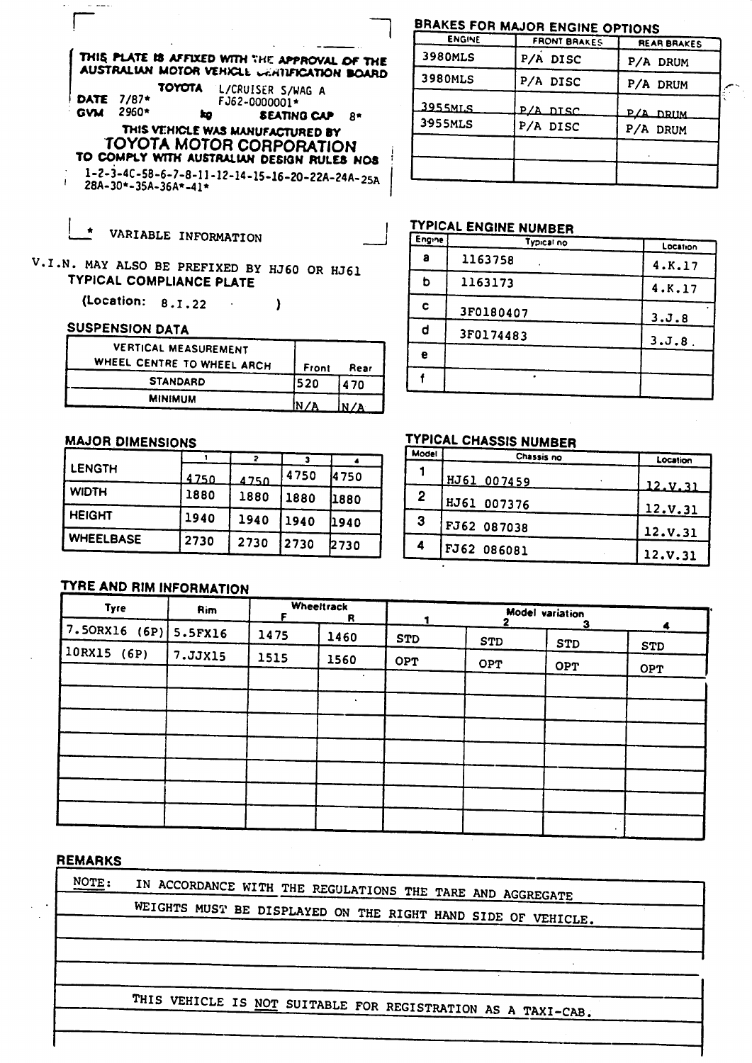THIS PLATE IS AFFIXED WITH THE APPROVAL OF THE AUSTRALIAN MOTOR VEHICLE CERTIFICATION BOARD

TOYOTA L/CRUISER S/WAG A
FJ62-0000001*

DATE 7/87*
GVM 2960* kg SEATING CAP 8*

THIS VEHICLE WAS MANUFACTURED BY
TOYOTA MOTOR CORPORATION
TO COMPLY WITH AUSTRALIAN DESIGN RULES NOS
1-2-3-4C-5B-6-7-8-11-12-14-15-16-20-22A-24A-25A
28A-30*-35A-36A*-41*

\* VARIABLE INFORMATION

V.I.N. MAY ALSO BE PREFIXED BY HJ60 OR HJ61

## TYPICAL COMPLIANCE PLATE

(Location: 8.I.22 )

## BRAKES FOR MAJOR ENGINE OPTIONS

| ENGINE | FRONT BRAKES | REAR BRAKES |
|---|---|---|
| 3980MLS | P/A DISC | P/A DRUM |
| 3980MLS | P/A DISC | P/A DRUM |
| 3955MLS | P/A DISC | P/A DRUM |
| 3955MLS | P/A DISC | P/A DRUM |
| | | |
| | | |

## TYPICAL ENGINE NUMBER

| Engine | Typical no | Location |
|---|---|---|
| a | 1163758 | 4.K.17 |
| b | 1163173 | 4.K.17 |
| c | 3F0180407 | 3.J.8 |
| d | 3F0174483 | 3.J.8 |
| e | | |
| f | | |

## SUSPENSION DATA

| VERTICAL MEASUREMENT WHEEL CENTRE TO WHEEL ARCH | Front | Rear |
|---|---|---|
| STANDARD | 520 | 470 |
| MINIMUM | N/A | N/A |

## MAJOR DIMENSIONS

| | 1 | 2 | 3 | 4 |
|---|---|---|---|---|
| LENGTH | 4750 | 4750 | 4750 | 4750 |
| WIDTH | 1880 | 1880 | 1880 | 1880 |
| HEIGHT | 1940 | 1940 | 1940 | 1940 |
| WHEELBASE | 2730 | 2730 | 2730 | 2730 |

## TYPICAL CHASSIS NUMBER

| Model | Chassis no | Location |
|---|---|---|
| 1 | HJ61 007459 | 12.V.31 |
| 2 | HJ61 007376 | 12.V.31 |
| 3 | FJ62 087038 | 12.V.31 |
| 4 | FJ62 086081 | 12.V.31 |

## TYRE AND RIM INFORMATION

| Tyre | Rim | Wheeltrack F | Wheeltrack R | Model variation 1 | 2 | 3 | 4 |
|---|---|---|---|---|---|---|---|
| 7.50RX16 (6P) | 5.5FX16 | 1475 | 1460 | STD | STD | STD | STD |
| 10RX15 (6P) | 7.JJX15 | 1515 | 1560 | OPT | OPT | OPT | OPT |
| | | | | | | | |
| | | | | | | | |
| | | | | | | | |
| | | | | | | | |
| | | | | | | | |
| | | | | | | | |
| | | | | | | | |

## REMARKS

NOTE: IN ACCORDANCE WITH THE REGULATIONS THE TARE AND AGGREGATE WEIGHTS MUST BE DISPLAYED ON THE RIGHT HAND SIDE OF VEHICLE.

THIS VEHICLE IS NOT SUITABLE FOR REGISTRATION AS A TAXI-CAB.